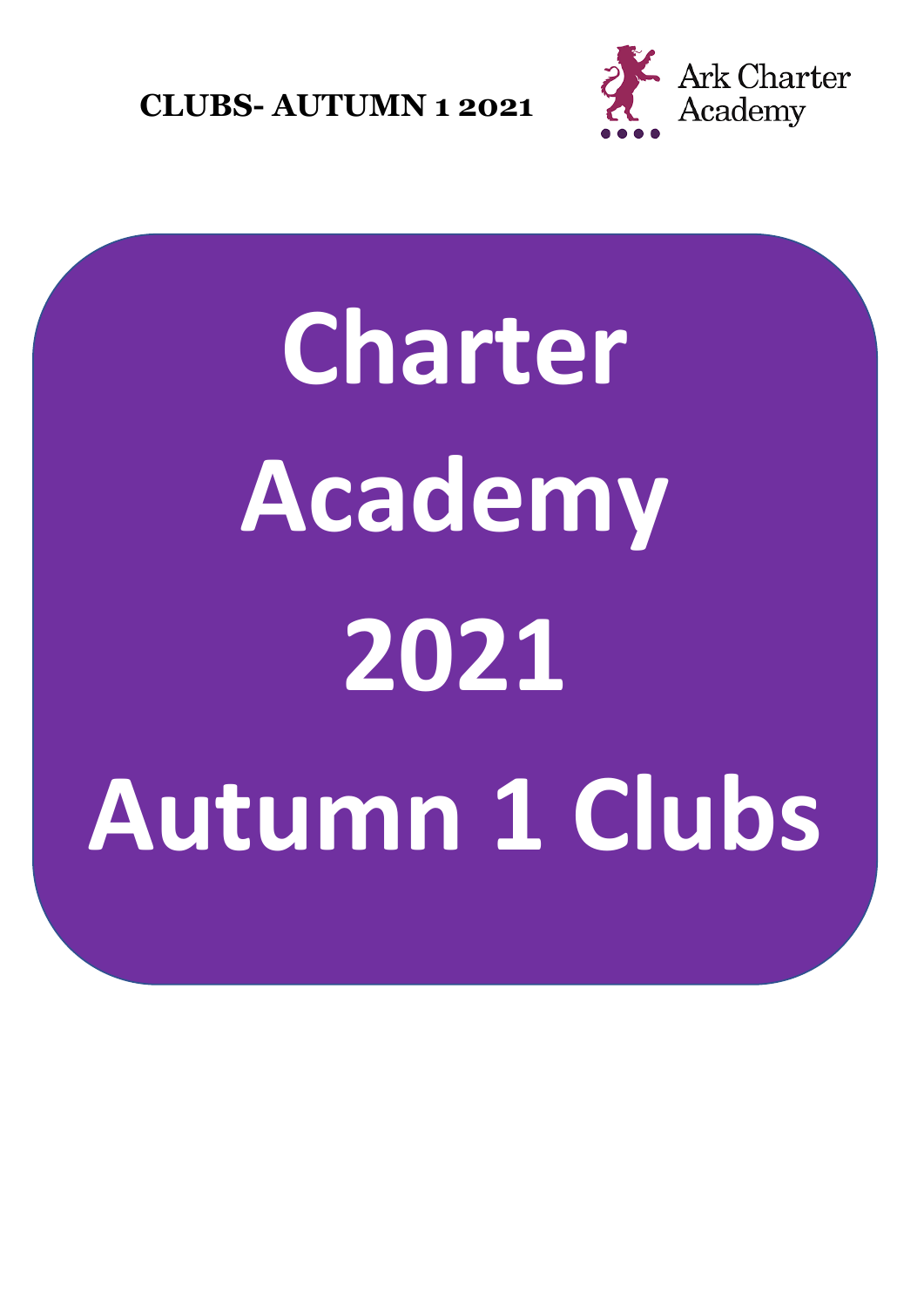**CLUBS- AUTUMN 1 2021**

Ark Charter Academy

# Charter Academy 2021 Autumn 1 Clubs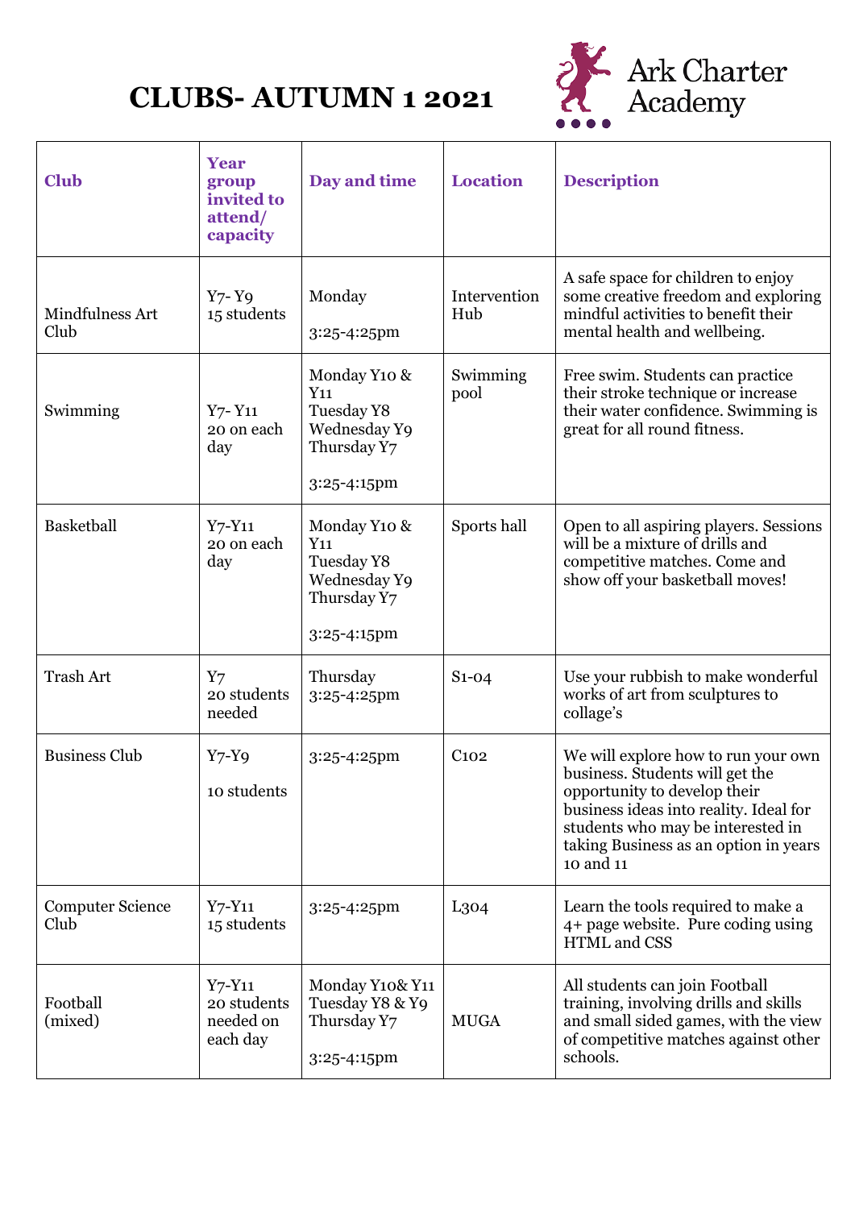# CLUBS- AUTUMN 1 2021

Ark Charter Academy

| Club | Year group invited to attend/ capacity | Day and time | Location | Description |
|---|---|---|---|---|
| Mindfulness Art Club | Y7- Y9<br>15 students | Monday<br><br>3:25-4:25pm | Intervention Hub | A safe space for children to enjoy some creative freedom and exploring mindful activities to benefit their mental health and wellbeing. |
| Swimming | Y7- Y11<br>20 on each day | Monday Y10 & Y11<br>Tuesday Y8<br>Wednesday Y9<br>Thursday Y7<br><br>3:25-4:15pm | Swimming pool | Free swim. Students can practice their stroke technique or increase their water confidence. Swimming is great for all round fitness. |
| Basketball | Y7-Y11<br>20 on each day | Monday Y10 & Y11<br>Tuesday Y8<br>Wednesday Y9<br>Thursday Y7<br><br>3:25-4:15pm | Sports hall | Open to all aspiring players. Sessions will be a mixture of drills and competitive matches. Come and show off your basketball moves! |
| Trash Art | Y7<br>20 students needed | Thursday<br>3:25-4:25pm | S1-04 | Use your rubbish to make wonderful works of art from sculptures to collage's |
| Business Club | Y7-Y9<br><br>10 students | 3:25-4:25pm | C102 | We will explore how to run your own business. Students will get the opportunity to develop their business ideas into reality. Ideal for students who may be interested in taking Business as an option in years 10 and 11 |
| Computer Science Club | Y7-Y11<br>15 students | 3:25-4:25pm | L304 | Learn the tools required to make a 4+ page website. Pure coding using HTML and CSS |
| Football (mixed) | Y7-Y11<br>20 students needed on each day | Monday Y10& Y11<br>Tuesday Y8 & Y9<br>Thursday Y7<br><br>3:25-4:15pm | MUGA | All students can join Football training, involving drills and skills and small sided games, with the view of competitive matches against other schools. |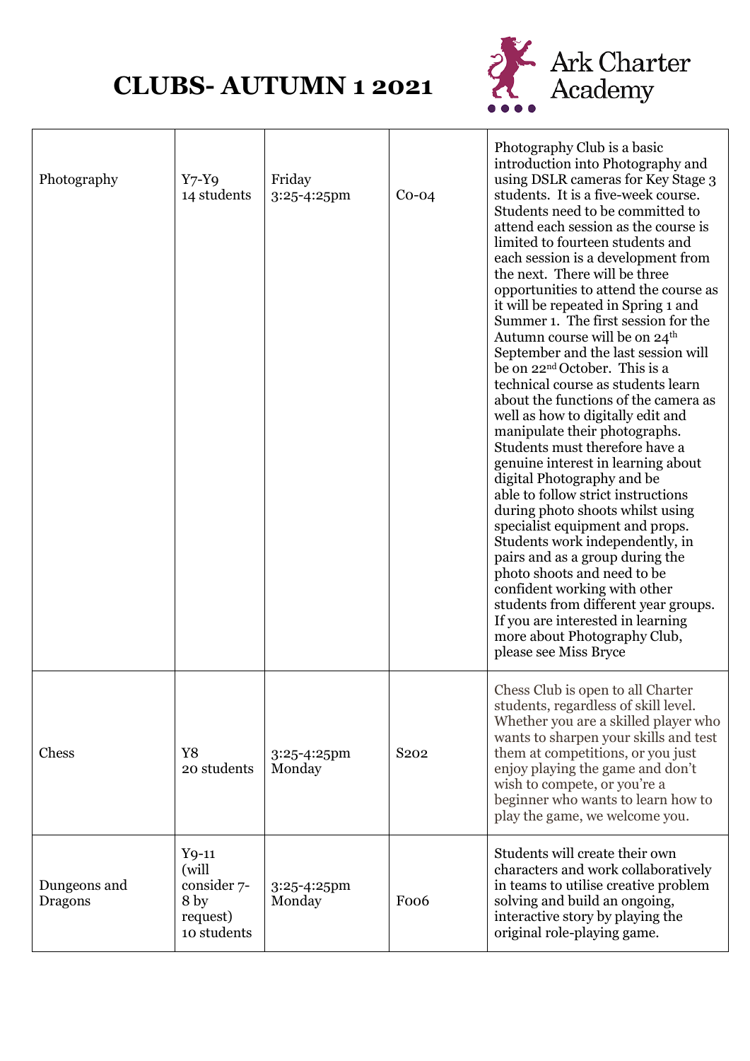# CLUBS- AUTUMN 1 2021

Ark Charter Academy

| Photography | Y7-Y9<br>14 students | Friday<br>3:25-4:25pm | C0-04 | Photography Club is a basic introduction into Photography and using DSLR cameras for Key Stage 3 students. It is a five-week course. Students need to be committed to attend each session as the course is limited to fourteen students and each session is a development from the next. There will be three opportunities to attend the course as it will be repeated in Spring 1 and Summer 1. The first session for the Autumn course will be on 24th September and the last session will be on 22nd October. This is a technical course as students learn about the functions of the camera as well as how to digitally edit and manipulate their photographs. Students must therefore have a genuine interest in learning about digital Photography and be able to follow strict instructions during photo shoots whilst using specialist equipment and props. Students work independently, in pairs and as a group during the photo shoots and need to be confident working with other students from different year groups. If you are interested in learning more about Photography Club, please see Miss Bryce |
|---|---|---|---|---|
| Chess | Y8<br>20 students | 3:25-4:25pm<br>Monday | S202 | Chess Club is open to all Charter students, regardless of skill level. Whether you are a skilled player who wants to sharpen your skills and test them at competitions, or you just enjoy playing the game and don't wish to compete, or you're a beginner who wants to learn how to play the game, we welcome you. |
| Dungeons and Dragons | Y9-11<br>(will consider 7-8 by request)<br>10 students | 3:25-4:25pm<br>Monday | F006 | Students will create their own characters and work collaboratively in teams to utilise creative problem solving and build an ongoing, interactive story by playing the original role-playing game. |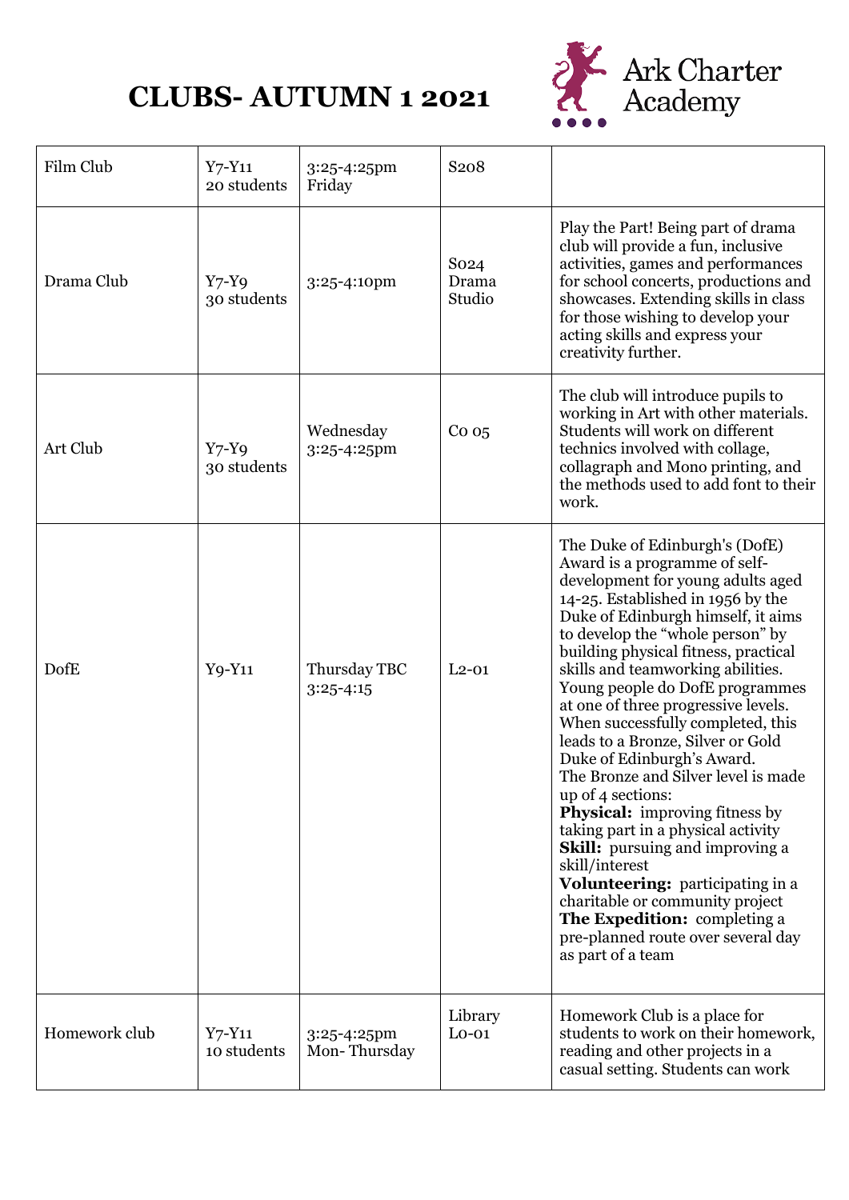# CLUBS- AUTUMN 1 2021

Ark Charter Academy

| Film Club | Y7-Y11 20 students | 3:25-4:25pm Friday | S208 | |
|---|---|---|---|---|
| Drama Club | Y7-Y9 30 students | 3:25-4:10pm | S024 Drama Studio | Play the Part! Being part of drama club will provide a fun, inclusive activities, games and performances for school concerts, productions and showcases. Extending skills in class for those wishing to develop your acting skills and express your creativity further. |
| Art Club | Y7-Y9 30 students | Wednesday 3:25-4:25pm | C0 05 | The club will introduce pupils to working in Art with other materials. Students will work on different technics involved with collage, collagraph and Mono printing, and the methods used to add font to their work. |
| DofE | Y9-Y11 | Thursday TBC 3:25-4:15 | L2-01 | The Duke of Edinburgh's (DofE) Award is a programme of self-development for young adults aged 14-25. Established in 1956 by the Duke of Edinburgh himself, it aims to develop the "whole person" by building physical fitness, practical skills and teamworking abilities. Young people do DofE programmes at one of three progressive levels. When successfully completed, this leads to a Bronze, Silver or Gold Duke of Edinburgh's Award. The Bronze and Silver level is made up of 4 sections: **Physical:** improving fitness by taking part in a physical activity **Skill:** pursuing and improving a skill/interest **Volunteering:** participating in a charitable or community project **The Expedition:** completing a pre-planned route over several day as part of a team |
| Homework club | Y7-Y11 10 students | 3:25-4:25pm Mon- Thursday | Library L0-01 | Homework Club is a place for students to work on their homework, reading and other projects in a casual setting. Students can work |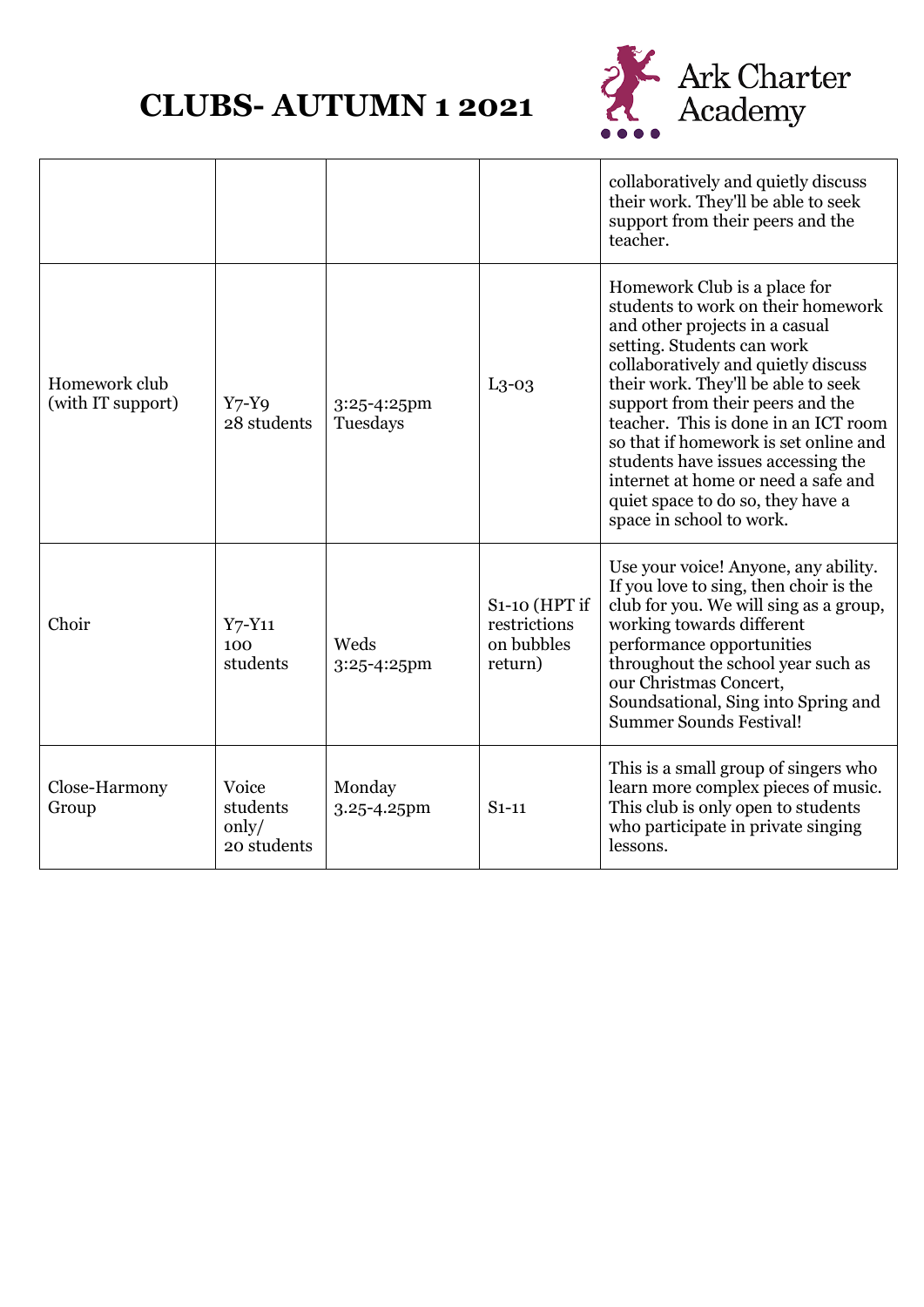# CLUBS- AUTUMN 1 2021

Ark Charter Academy

| | | | | |
|---|---|---|---|---|
| | | | | collaboratively and quietly discuss their work. They'll be able to seek support from their peers and the teacher. |
| Homework club (with IT support) | Y7-Y9 28 students | 3:25-4:25pm Tuesdays | L3-03 | Homework Club is a place for students to work on their homework and other projects in a casual setting. Students can work collaboratively and quietly discuss their work. They'll be able to seek support from their peers and the teacher. This is done in an ICT room so that if homework is set online and students have issues accessing the internet at home or need a safe and quiet space to do so, they have a space in school to work. |
| Choir | Y7-Y11 100 students | Weds 3:25-4:25pm | S1-10 (HPT if restrictions on bubbles return) | Use your voice! Anyone, any ability. If you love to sing, then choir is the club for you. We will sing as a group, working towards different performance opportunities throughout the school year such as our Christmas Concert, Soundsational, Sing into Spring and Summer Sounds Festival! |
| Close-Harmony Group | Voice students only/ 20 students | Monday 3.25-4.25pm | S1-11 | This is a small group of singers who learn more complex pieces of music. This club is only open to students who participate in private singing lessons. |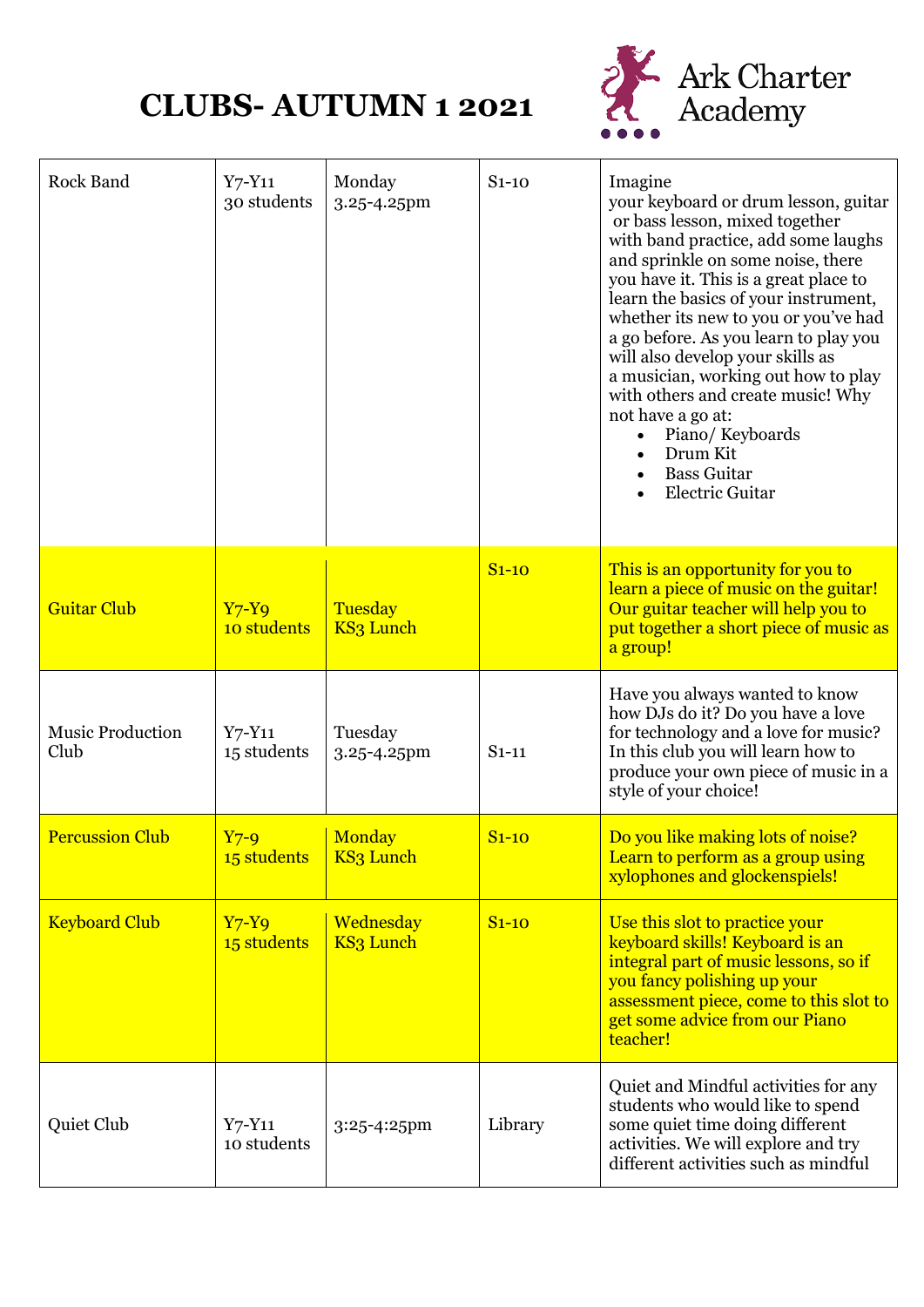# CLUBS- AUTUMN 1 2021

Ark Charter Academy

| Club | Year / Capacity | Day / Time | Room | Description |
|---|---|---|---|---|
| Rock Band | Y7-Y11 30 students | Monday 3.25-4.25pm | S1-10 | Imagine your keyboard or drum lesson, guitar or bass lesson, mixed together with band practice, add some laughs and sprinkle on some noise, there you have it. This is a great place to learn the basics of your instrument, whether its new to you or you've had a go before. As you learn to play you will also develop your skills as a musician, working out how to play with others and create music! Why not have a go at: • Piano/ Keyboards • Drum Kit • Bass Guitar • Electric Guitar |
| Guitar Club | Y7-Y9 10 students | Tuesday KS3 Lunch | S1-10 | This is an opportunity for you to learn a piece of music on the guitar! Our guitar teacher will help you to put together a short piece of music as a group! |
| Music Production Club | Y7-Y11 15 students | Tuesday 3.25-4.25pm | S1-11 | Have you always wanted to know how DJs do it? Do you have a love for technology and a love for music? In this club you will learn how to produce your own piece of music in a style of your choice! |
| Percussion Club | Y7-9 15 students | Monday KS3 Lunch | S1-10 | Do you like making lots of noise? Learn to perform as a group using xylophones and glockenspiels! |
| Keyboard Club | Y7-Y9 15 students | Wednesday KS3 Lunch | S1-10 | Use this slot to practice your keyboard skills! Keyboard is an integral part of music lessons, so if you fancy polishing up your assessment piece, come to this slot to get some advice from our Piano teacher! |
| Quiet Club | Y7-Y11 10 students | 3:25-4:25pm | Library | Quiet and Mindful activities for any students who would like to spend some quiet time doing different activities. We will explore and try different activities such as mindful |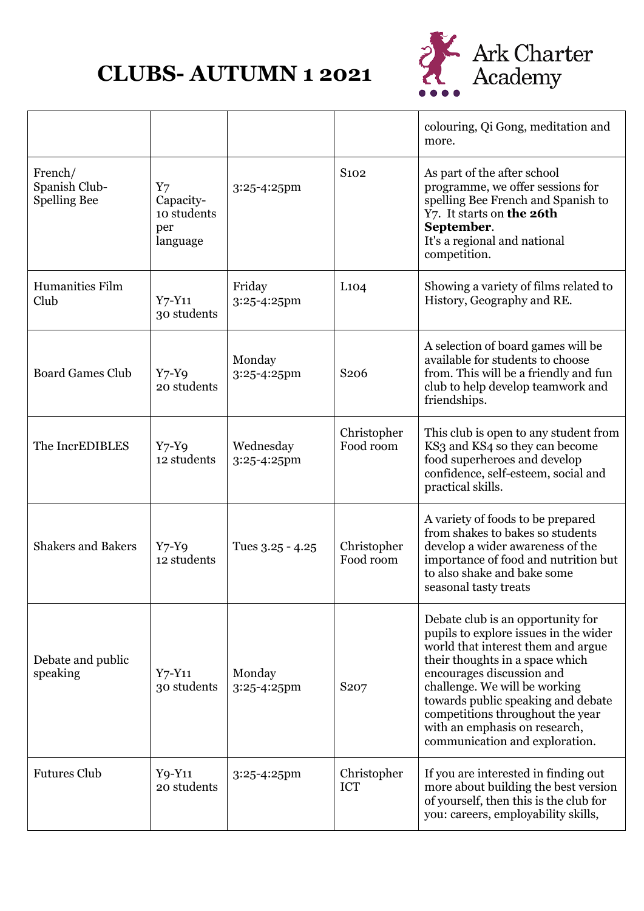# CLUBS- AUTUMN 1 2021

Ark Charter Academy

| | | | | |
|---|---|---|---|---|
| | | | | colouring, Qi Gong, meditation and more. |
| French/ Spanish Club- Spelling Bee | Y7 Capacity- 10 students per language | 3:25-4:25pm | S102 | As part of the after school programme, we offer sessions for spelling Bee French and Spanish to Y7. It starts on **the 26th September**. It's a regional and national competition. |
| Humanities Film Club | Y7-Y11 30 students | Friday 3:25-4:25pm | L104 | Showing a variety of films related to History, Geography and RE. |
| Board Games Club | Y7-Y9 20 students | Monday 3:25-4:25pm | S206 | A selection of board games will be available for students to choose from. This will be a friendly and fun club to help develop teamwork and friendships. |
| The IncrEDIBLES | Y7-Y9 12 students | Wednesday 3:25-4:25pm | Christopher Food room | This club is open to any student from KS3 and KS4 so they can become food superheroes and develop confidence, self-esteem, social and practical skills. |
| Shakers and Bakers | Y7-Y9 12 students | Tues 3.25 - 4.25 | Christopher Food room | A variety of foods to be prepared from shakes to bakes so students develop a wider awareness of the importance of food and nutrition but to also shake and bake some seasonal tasty treats |
| Debate and public speaking | Y7-Y11 30 students | Monday 3:25-4:25pm | S207 | Debate club is an opportunity for pupils to explore issues in the wider world that interest them and argue their thoughts in a space which encourages discussion and challenge. We will be working towards public speaking and debate competitions throughout the year with an emphasis on research, communication and exploration. |
| Futures Club | Y9-Y11 20 students | 3:25-4:25pm | Christopher ICT | If you are interested in finding out more about building the best version of yourself, then this is the club for you: careers, employability skills, |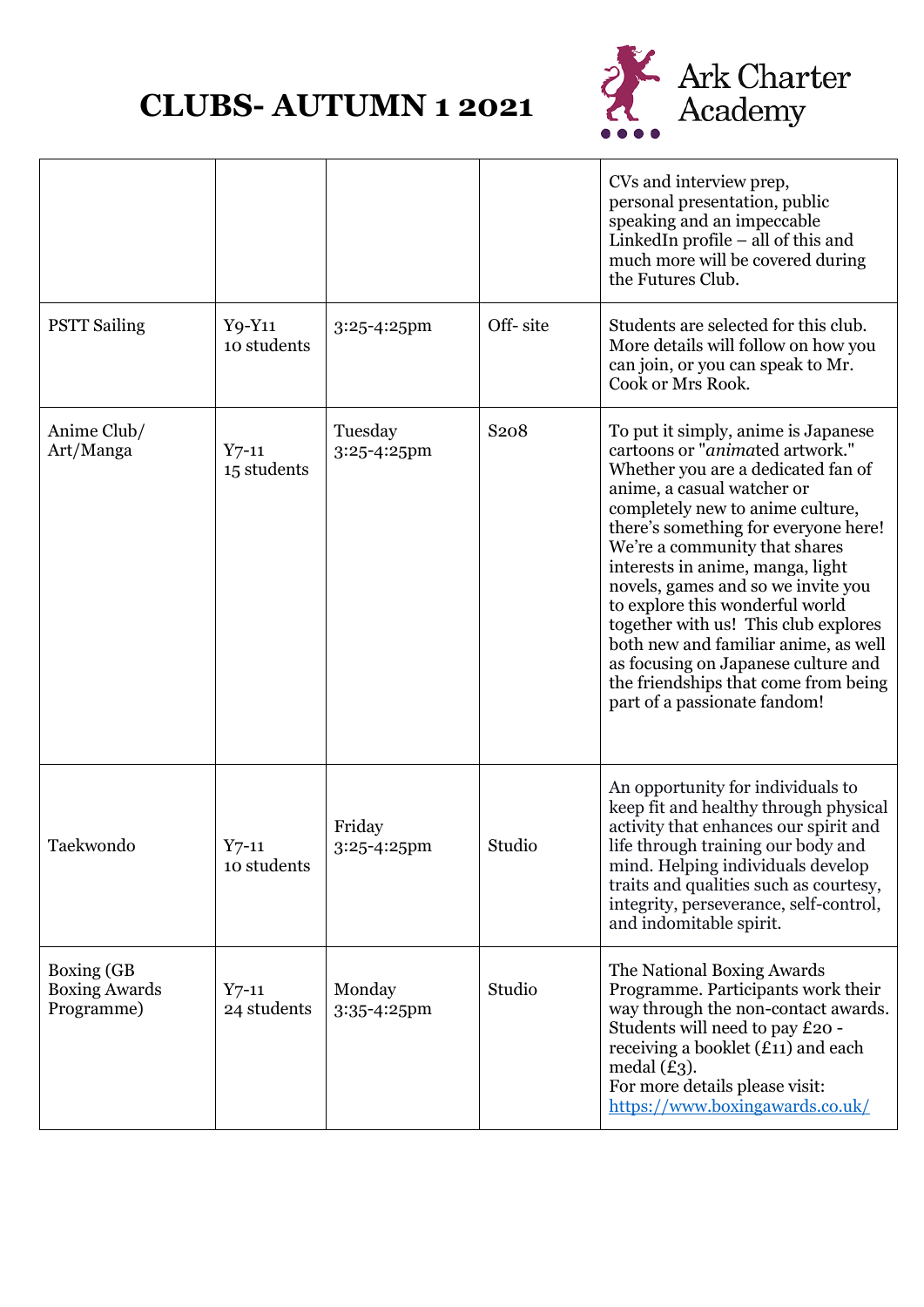# CLUBS- AUTUMN 1 2021

Ark Charter Academy

| | | | | |
|---|---|---|---|---|
| | | | | CVs and interview prep, personal presentation, public speaking and an impeccable LinkedIn profile – all of this and much more will be covered during the Futures Club. |
| PSTT Sailing | Y9-Y11 10 students | 3:25-4:25pm | Off- site | Students are selected for this club. More details will follow on how you can join, or you can speak to Mr. Cook or Mrs Rook. |
| Anime Club/ Art/Manga | Y7-11 15 students | Tuesday 3:25-4:25pm | S208 | To put it simply, anime is Japanese cartoons or "*anima*ted artwork." Whether you are a dedicated fan of anime, a casual watcher or completely new to anime culture, there's something for everyone here! We're a community that shares interests in anime, manga, light novels, games and so we invite you to explore this wonderful world together with us! This club explores both new and familiar anime, as well as focusing on Japanese culture and the friendships that come from being part of a passionate fandom! |
| Taekwondo | Y7-11 10 students | Friday 3:25-4:25pm | Studio | An opportunity for individuals to keep fit and healthy through physical activity that enhances our spirit and life through training our body and mind. Helping individuals develop traits and qualities such as courtesy, integrity, perseverance, self-control, and indomitable spirit. |
| Boxing (GB Boxing Awards Programme) | Y7-11 24 students | Monday 3:35-4:25pm | Studio | The National Boxing Awards Programme. Participants work their way through the non-contact awards. Students will need to pay £20 - receiving a booklet (£11) and each medal (£3). For more details please visit: https://www.boxingawards.co.uk/ |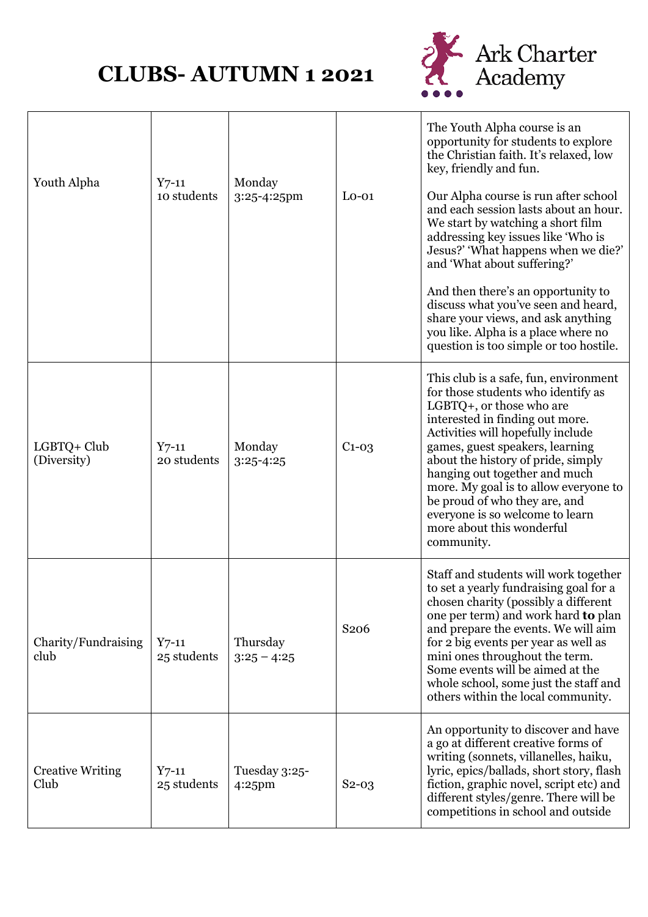# CLUBS- AUTUMN 1 2021

Ark Charter Academy

| | | | | |
|---|---|---|---|---|
| Youth Alpha | Y7-11 10 students | Monday 3:25-4:25pm | L0-01 | The Youth Alpha course is an opportunity for students to explore the Christian faith. It's relaxed, low key, friendly and fun.<br><br>Our Alpha course is run after school and each session lasts about an hour. We start by watching a short film addressing key issues like 'Who is Jesus?' 'What happens when we die?' and 'What about suffering?'<br><br>And then there's an opportunity to discuss what you've seen and heard, share your views, and ask anything you like. Alpha is a place where no question is too simple or too hostile. |
| LGBTQ+ Club (Diversity) | Y7-11 20 students | Monday 3:25-4:25 | C1-03 | This club is a safe, fun, environment for those students who identify as LGBTQ+, or those who are interested in finding out more. Activities will hopefully include games, guest speakers, learning about the history of pride, simply hanging out together and much more. My goal is to allow everyone to be proud of who they are, and everyone is so welcome to learn more about this wonderful community. |
| Charity/Fundraising club | Y7-11 25 students | Thursday 3:25 – 4:25 | S206 | Staff and students will work together to set a yearly fundraising goal for a chosen charity (possibly a different one per term) and work hard **to** plan and prepare the events. We will aim for 2 big events per year as well as mini ones throughout the term. Some events will be aimed at the whole school, some just the staff and others within the local community. |
| Creative Writing Club | Y7-11 25 students | Tuesday 3:25-4:25pm | S2-03 | An opportunity to discover and have a go at different creative forms of writing (sonnets, villanelles, haiku, lyric, epics/ballads, short story, flash fiction, graphic novel, script etc) and different styles/genre. There will be competitions in school and outside |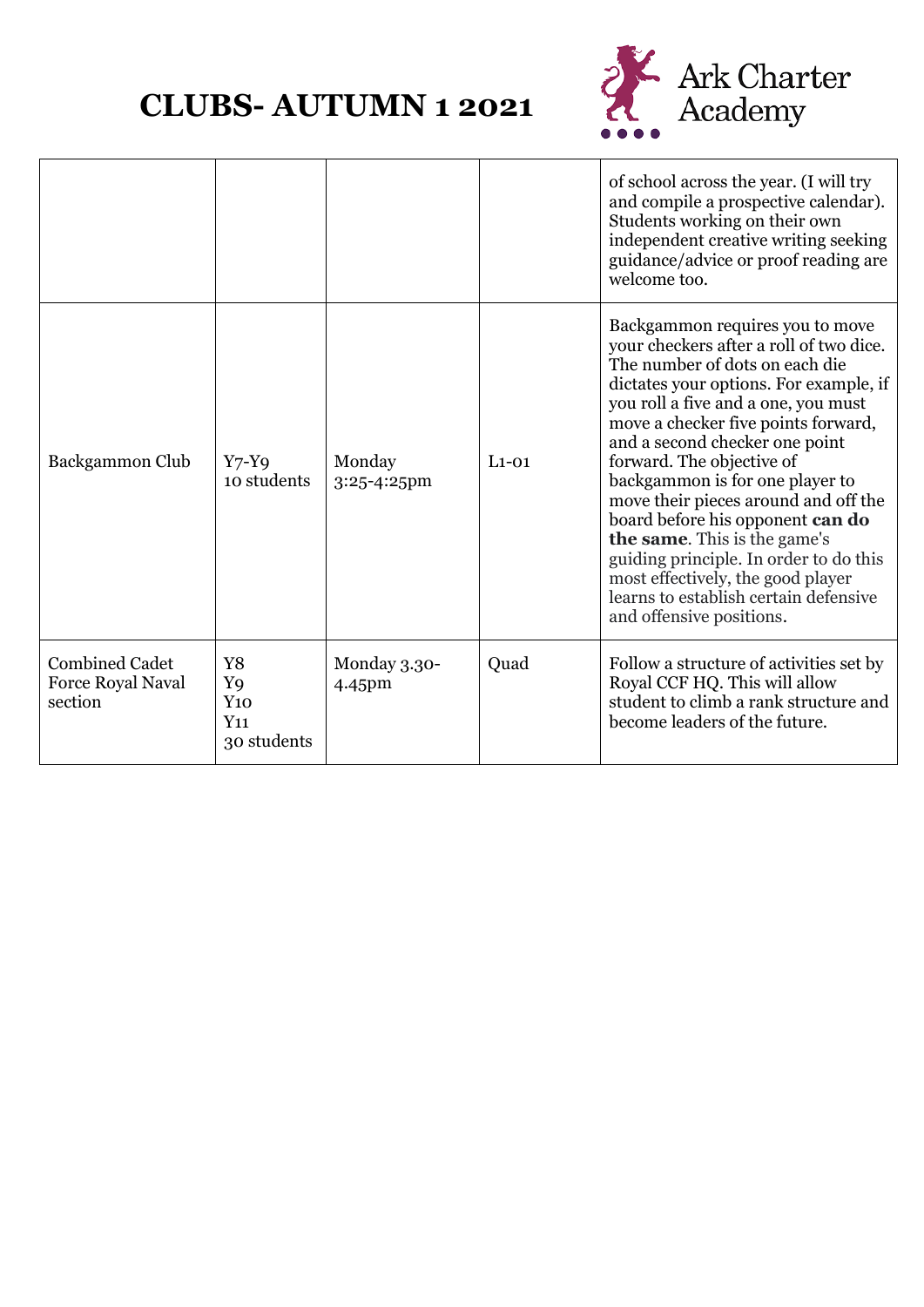# CLUBS- AUTUMN 1 2021

Ark Charter Academy

| | | | | |
|---|---|---|---|---|
| | | | | of school across the year. (I will try and compile a prospective calendar). Students working on their own independent creative writing seeking guidance/advice or proof reading are welcome too. |
| Backgammon Club | Y7-Y9 10 students | Monday 3:25-4:25pm | L1-01 | Backgammon requires you to move your checkers after a roll of two dice. The number of dots on each die dictates your options. For example, if you roll a five and a one, you must move a checker five points forward, and a second checker one point forward. The objective of backgammon is for one player to move their pieces around and off the board before his opponent **can do the same**. This is the game's guiding principle. In order to do this most effectively, the good player learns to establish certain defensive and offensive positions. |
| Combined Cadet Force Royal Naval section | Y8 Y9 Y10 Y11 30 students | Monday 3.30-4.45pm | Quad | Follow a structure of activities set by Royal CCF HQ. This will allow student to climb a rank structure and become leaders of the future. |